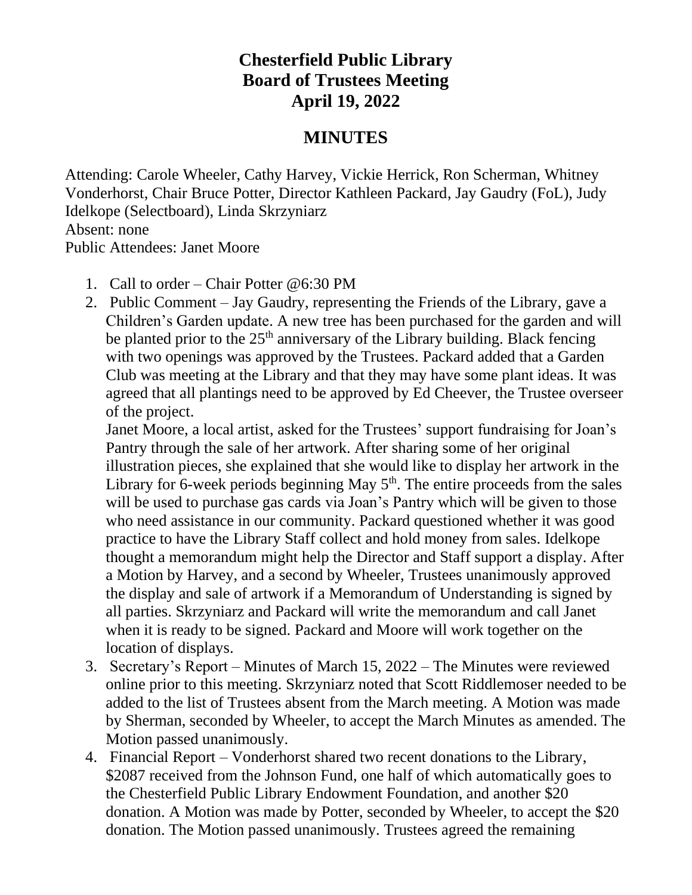# Chesterfield Public Library
# Board of Trustees Meeting
# April 19, 2022

## MINUTES

Attending: Carole Wheeler, Cathy Harvey, Vickie Herrick, Ron Scherman, Whitney Vonderhorst, Chair Bruce Potter, Director Kathleen Packard, Jay Gaudry (FoL), Judy Idelkope (Selectboard), Linda Skrzyniarz
Absent: none
Public Attendees: Janet Moore

1. Call to order – Chair Potter @6:30 PM
2. Public Comment – Jay Gaudry, representing the Friends of the Library, gave a Children's Garden update. A new tree has been purchased for the garden and will be planted prior to the 25th anniversary of the Library building. Black fencing with two openings was approved by the Trustees. Packard added that a Garden Club was meeting at the Library and that they may have some plant ideas. It was agreed that all plantings need to be approved by Ed Cheever, the Trustee overseer of the project.
   Janet Moore, a local artist, asked for the Trustees' support fundraising for Joan's Pantry through the sale of her artwork. After sharing some of her original illustration pieces, she explained that she would like to display her artwork in the Library for 6-week periods beginning May 5th. The entire proceeds from the sales will be used to purchase gas cards via Joan's Pantry which will be given to those who need assistance in our community. Packard questioned whether it was good practice to have the Library Staff collect and hold money from sales. Idelkope thought a memorandum might help the Director and Staff support a display. After a Motion by Harvey, and a second by Wheeler, Trustees unanimously approved the display and sale of artwork if a Memorandum of Understanding is signed by all parties. Skrzyniarz and Packard will write the memorandum and call Janet when it is ready to be signed. Packard and Moore will work together on the location of displays.
3. Secretary's Report – Minutes of March 15, 2022 – The Minutes were reviewed online prior to this meeting. Skrzyniarz noted that Scott Riddlemoser needed to be added to the list of Trustees absent from the March meeting. A Motion was made by Sherman, seconded by Wheeler, to accept the March Minutes as amended. The Motion passed unanimously.
4. Financial Report – Vonderhorst shared two recent donations to the Library, $2087 received from the Johnson Fund, one half of which automatically goes to the Chesterfield Public Library Endowment Foundation, and another $20 donation. A Motion was made by Potter, seconded by Wheeler, to accept the $20 donation. The Motion passed unanimously. Trustees agreed the remaining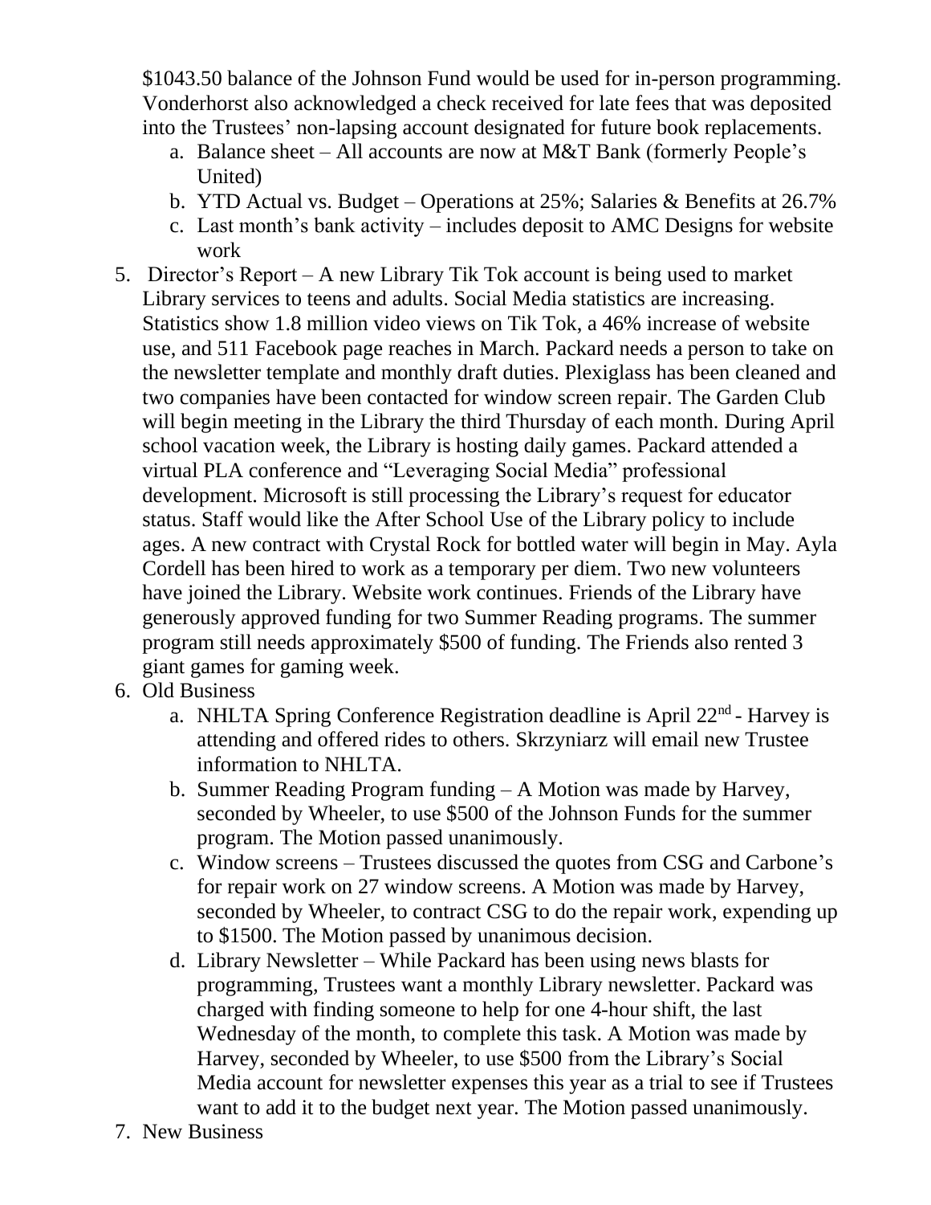$1043.50 balance of the Johnson Fund would be used for in-person programming. Vonderhorst also acknowledged a check received for late fees that was deposited into the Trustees' non-lapsing account designated for future book replacements.

   a. Balance sheet – All accounts are now at M&T Bank (formerly People's United)
   b. YTD Actual vs. Budget – Operations at 25%; Salaries & Benefits at 26.7%
   c. Last month's bank activity – includes deposit to AMC Designs for website work

5. Director's Report – A new Library Tik Tok account is being used to market Library services to teens and adults. Social Media statistics are increasing. Statistics show 1.8 million video views on Tik Tok, a 46% increase of website use, and 511 Facebook page reaches in March. Packard needs a person to take on the newsletter template and monthly draft duties. Plexiglass has been cleaned and two companies have been contacted for window screen repair. The Garden Club will begin meeting in the Library the third Thursday of each month. During April school vacation week, the Library is hosting daily games. Packard attended a virtual PLA conference and "Leveraging Social Media" professional development. Microsoft is still processing the Library's request for educator status. Staff would like the After School Use of the Library policy to include ages. A new contract with Crystal Rock for bottled water will begin in May. Ayla Cordell has been hired to work as a temporary per diem. Two new volunteers have joined the Library. Website work continues. Friends of the Library have generously approved funding for two Summer Reading programs. The summer program still needs approximately $500 of funding. The Friends also rented 3 giant games for gaming week.

6. Old Business
   a. NHLTA Spring Conference Registration deadline is April 22nd - Harvey is attending and offered rides to others. Skrzyniarz will email new Trustee information to NHLTA.
   b. Summer Reading Program funding – A Motion was made by Harvey, seconded by Wheeler, to use $500 of the Johnson Funds for the summer program. The Motion passed unanimously.
   c. Window screens – Trustees discussed the quotes from CSG and Carbone's for repair work on 27 window screens. A Motion was made by Harvey, seconded by Wheeler, to contract CSG to do the repair work, expending up to $1500. The Motion passed by unanimous decision.
   d. Library Newsletter – While Packard has been using news blasts for programming, Trustees want a monthly Library newsletter. Packard was charged with finding someone to help for one 4-hour shift, the last Wednesday of the month, to complete this task. A Motion was made by Harvey, seconded by Wheeler, to use $500 from the Library's Social Media account for newsletter expenses this year as a trial to see if Trustees want to add it to the budget next year. The Motion passed unanimously.

7. New Business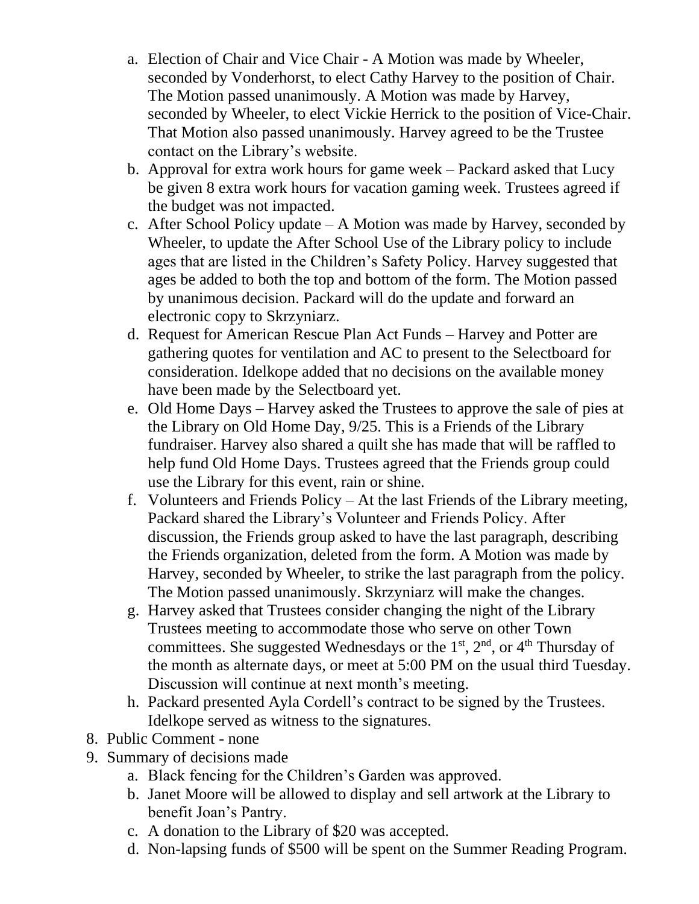a. Election of Chair and Vice Chair - A Motion was made by Wheeler, seconded by Vonderhorst, to elect Cathy Harvey to the position of Chair. The Motion passed unanimously. A Motion was made by Harvey, seconded by Wheeler, to elect Vickie Herrick to the position of Vice-Chair. That Motion also passed unanimously. Harvey agreed to be the Trustee contact on the Library's website.

b. Approval for extra work hours for game week – Packard asked that Lucy be given 8 extra work hours for vacation gaming week. Trustees agreed if the budget was not impacted.

c. After School Policy update – A Motion was made by Harvey, seconded by Wheeler, to update the After School Use of the Library policy to include ages that are listed in the Children's Safety Policy. Harvey suggested that ages be added to both the top and bottom of the form. The Motion passed by unanimous decision. Packard will do the update and forward an electronic copy to Skrzyniarz.

d. Request for American Rescue Plan Act Funds – Harvey and Potter are gathering quotes for ventilation and AC to present to the Selectboard for consideration. Idelkope added that no decisions on the available money have been made by the Selectboard yet.

e. Old Home Days – Harvey asked the Trustees to approve the sale of pies at the Library on Old Home Day, 9/25. This is a Friends of the Library fundraiser. Harvey also shared a quilt she has made that will be raffled to help fund Old Home Days. Trustees agreed that the Friends group could use the Library for this event, rain or shine.

f. Volunteers and Friends Policy – At the last Friends of the Library meeting, Packard shared the Library's Volunteer and Friends Policy. After discussion, the Friends group asked to have the last paragraph, describing the Friends organization, deleted from the form. A Motion was made by Harvey, seconded by Wheeler, to strike the last paragraph from the policy. The Motion passed unanimously. Skrzyniarz will make the changes.

g. Harvey asked that Trustees consider changing the night of the Library Trustees meeting to accommodate those who serve on other Town committees. She suggested Wednesdays or the 1st, 2nd, or 4th Thursday of the month as alternate days, or meet at 5:00 PM on the usual third Tuesday. Discussion will continue at next month's meeting.

h. Packard presented Ayla Cordell's contract to be signed by the Trustees. Idelkope served as witness to the signatures.

8. Public Comment - none
9. Summary of decisions made
   a. Black fencing for the Children's Garden was approved.
   b. Janet Moore will be allowed to display and sell artwork at the Library to benefit Joan's Pantry.
   c. A donation to the Library of $20 was accepted.
   d. Non-lapsing funds of $500 will be spent on the Summer Reading Program.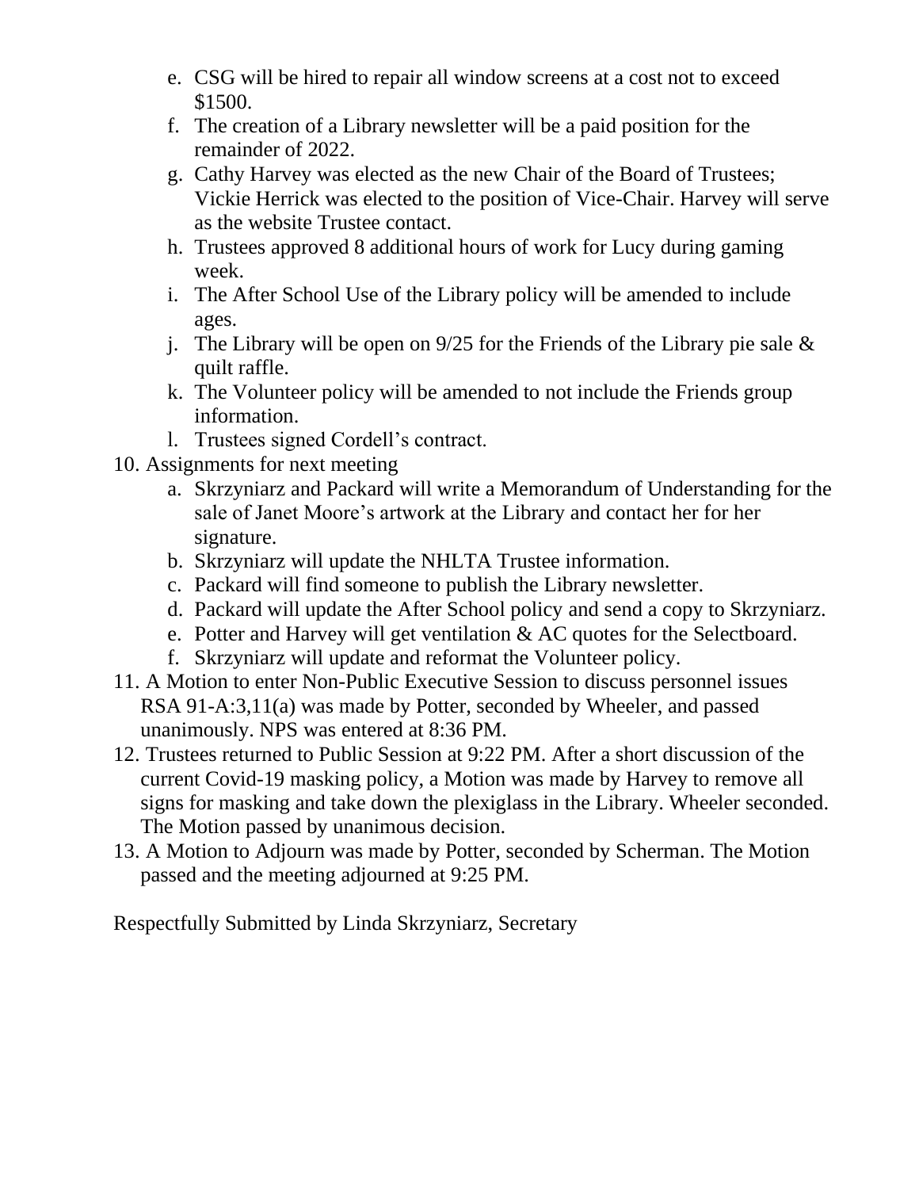e. CSG will be hired to repair all window screens at a cost not to exceed $1500.
   f. The creation of a Library newsletter will be a paid position for the remainder of 2022.
   g. Cathy Harvey was elected as the new Chair of the Board of Trustees; Vickie Herrick was elected to the position of Vice-Chair. Harvey will serve as the website Trustee contact.
   h. Trustees approved 8 additional hours of work for Lucy during gaming week.
   i. The After School Use of the Library policy will be amended to include ages.
   j. The Library will be open on 9/25 for the Friends of the Library pie sale & quilt raffle.
   k. The Volunteer policy will be amended to not include the Friends group information.
   l. Trustees signed Cordell's contract.

10. Assignments for next meeting
    a. Skrzyniarz and Packard will write a Memorandum of Understanding for the sale of Janet Moore's artwork at the Library and contact her for her signature.
    b. Skrzyniarz will update the NHLTA Trustee information.
    c. Packard will find someone to publish the Library newsletter.
    d. Packard will update the After School policy and send a copy to Skrzyniarz.
    e. Potter and Harvey will get ventilation & AC quotes for the Selectboard.
    f. Skrzyniarz will update and reformat the Volunteer policy.
11. A Motion to enter Non-Public Executive Session to discuss personnel issues RSA 91-A:3,11(a) was made by Potter, seconded by Wheeler, and passed unanimously. NPS was entered at 8:36 PM.
12. Trustees returned to Public Session at 9:22 PM. After a short discussion of the current Covid-19 masking policy, a Motion was made by Harvey to remove all signs for masking and take down the plexiglass in the Library. Wheeler seconded. The Motion passed by unanimous decision.
13. A Motion to Adjourn was made by Potter, seconded by Scherman. The Motion passed and the meeting adjourned at 9:25 PM.

Respectfully Submitted by Linda Skrzyniarz, Secretary